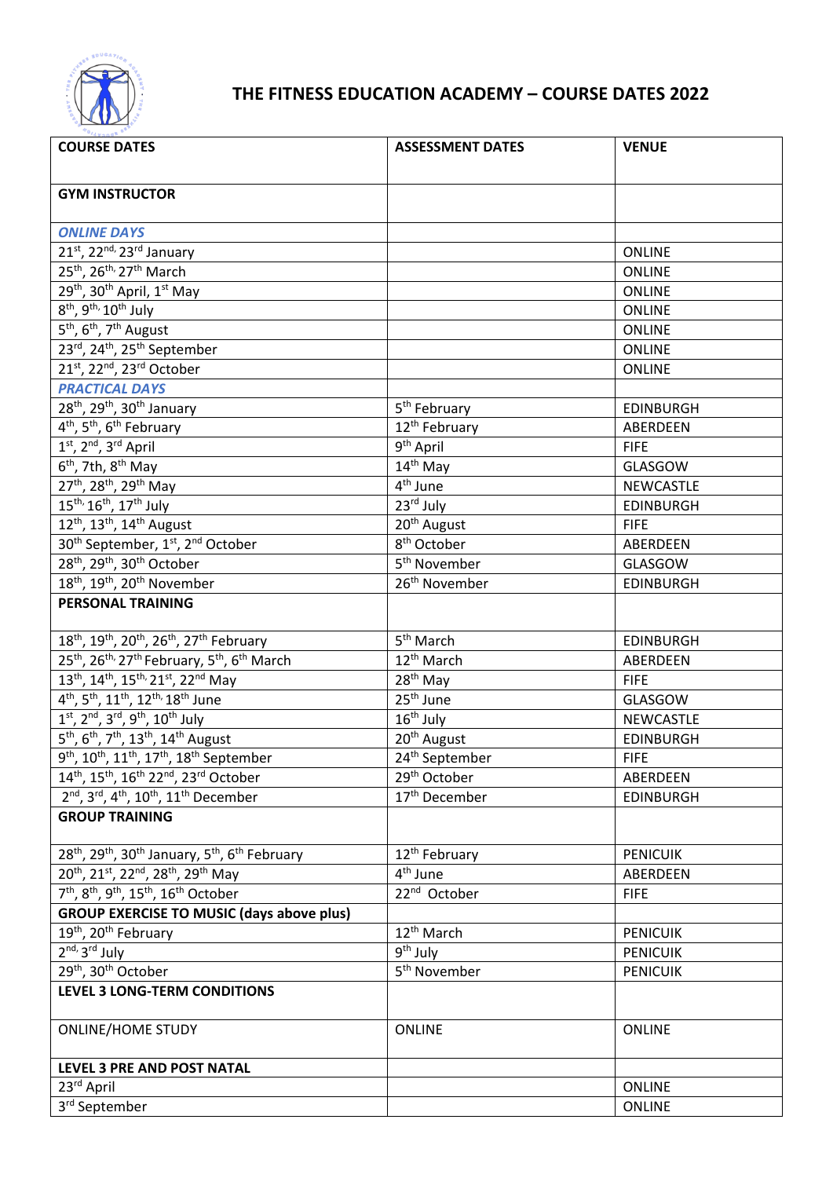# THE FITNESS EDUCATION ACADEMY – COURSE DATES 2022

| COURSE DATES | ASSESSMENT DATES | VENUE |
|---|---|---|
| **GYM INSTRUCTOR** | | |
| ***ONLINE DAYS*** | | |
| 21st, 22nd, 23rd January | | ONLINE |
| 25th, 26th, 27th March | | ONLINE |
| 29th, 30th April, 1st May | | ONLINE |
| 8th, 9th, 10th July | | ONLINE |
| 5th, 6th, 7th August | | ONLINE |
| 23rd, 24th, 25th September | | ONLINE |
| 21st, 22nd, 23rd October | | ONLINE |
| ***PRACTICAL DAYS*** | | |
| 28th, 29th, 30th January | 5th February | EDINBURGH |
| 4th, 5th, 6th February | 12th February | ABERDEEN |
| 1st, 2nd, 3rd April | 9th April | FIFE |
| 6th, 7th, 8th May | 14th May | GLASGOW |
| 27th, 28th, 29th May | 4th June | NEWCASTLE |
| 15th, 16th, 17th July | 23rd July | EDINBURGH |
| 12th, 13th, 14th August | 20th August | FIFE |
| 30th September, 1st, 2nd October | 8th October | ABERDEEN |
| 28th, 29th, 30th October | 5th November | GLASGOW |
| 18th, 19th, 20th November | 26th November | EDINBURGH |
| **PERSONAL TRAINING** | | |
| 18th, 19th, 20th, 26th, 27th February | 5th March | EDINBURGH |
| 25th, 26th, 27th February, 5th, 6th March | 12th March | ABERDEEN |
| 13th, 14th, 15th, 21st, 22nd May | 28th May | FIFE |
| 4th, 5th, 11th, 12th, 18th June | 25th June | GLASGOW |
| 1st, 2nd, 3rd, 9th, 10th July | 16th July | NEWCASTLE |
| 5th, 6th, 7th, 13th, 14th August | 20th August | EDINBURGH |
| 9th, 10th, 11th, 17th, 18th September | 24th September | FIFE |
| 14th, 15th, 16th 22nd, 23rd October | 29th October | ABERDEEN |
| 2nd, 3rd, 4th, 10th, 11th December | 17th December | EDINBURGH |
| **GROUP TRAINING** | | |
| 28th, 29th, 30th January, 5th, 6th February | 12th February | PENICUIK |
| 20th, 21st, 22nd, 28th, 29th May | 4th June | ABERDEEN |
| 7th, 8th, 9th, 15th, 16th October | 22nd October | FIFE |
| **GROUP EXERCISE TO MUSIC (days above plus)** | | |
| 19th, 20th February | 12th March | PENICUIK |
| 2nd, 3rd July | 9th July | PENICUIK |
| 29th, 30th October | 5th November | PENICUIK |
| **LEVEL 3 LONG-TERM CONDITIONS** | | |
| ONLINE/HOME STUDY | ONLINE | ONLINE |
| **LEVEL 3 PRE AND POST NATAL** | | |
| 23rd April | | ONLINE |
| 3rd September | | ONLINE |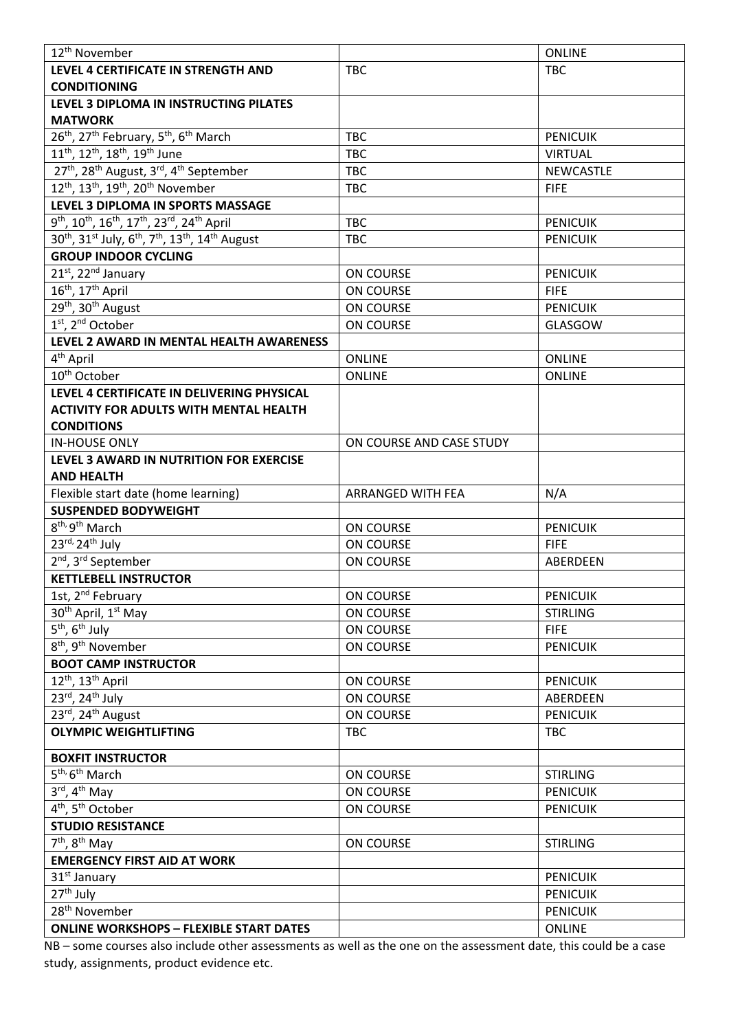| | | |
|---|---|---|
| 12th November | | ONLINE |
| **LEVEL 4 CERTIFICATE IN STRENGTH AND CONDITIONING** | TBC | TBC |
| **LEVEL 3 DIPLOMA IN INSTRUCTING PILATES MATWORK** | | |
| 26th, 27th February, 5th, 6th March | TBC | PENICUIK |
| 11th, 12th, 18th, 19th June | TBC | VIRTUAL |
| 27th, 28th August, 3rd, 4th September | TBC | NEWCASTLE |
| 12th, 13th, 19th, 20th November | TBC | FIFE |
| **LEVEL 3 DIPLOMA IN SPORTS MASSAGE** | | |
| 9th, 10th, 16th, 17th, 23rd, 24th April | TBC | PENICUIK |
| 30th, 31st July, 6th, 7th, 13th, 14th August | TBC | PENICUIK |
| **GROUP INDOOR CYCLING** | | |
| 21st, 22nd January | ON COURSE | PENICUIK |
| 16th, 17th April | ON COURSE | FIFE |
| 29th, 30th August | ON COURSE | PENICUIK |
| 1st, 2nd October | ON COURSE | GLASGOW |
| **LEVEL 2 AWARD IN MENTAL HEALTH AWARENESS** | | |
| 4th April | ONLINE | ONLINE |
| 10th October | ONLINE | ONLINE |
| **LEVEL 4 CERTIFICATE IN DELIVERING PHYSICAL ACTIVITY FOR ADULTS WITH MENTAL HEALTH CONDITIONS** | | |
| IN-HOUSE ONLY | ON COURSE AND CASE STUDY | |
| **LEVEL 3 AWARD IN NUTRITION FOR EXERCISE AND HEALTH** | | |
| Flexible start date (home learning) | ARRANGED WITH FEA | N/A |
| **SUSPENDED BODYWEIGHT** | | |
| 8th, 9th March | ON COURSE | PENICUIK |
| 23rd, 24th July | ON COURSE | FIFE |
| 2nd, 3rd September | ON COURSE | ABERDEEN |
| **KETTLEBELL INSTRUCTOR** | | |
| 1st, 2nd February | ON COURSE | PENICUIK |
| 30th April, 1st May | ON COURSE | STIRLING |
| 5th, 6th July | ON COURSE | FIFE |
| 8th, 9th November | ON COURSE | PENICUIK |
| **BOOT CAMP INSTRUCTOR** | | |
| 12th, 13th April | ON COURSE | PENICUIK |
| 23rd, 24th July | ON COURSE | ABERDEEN |
| 23rd, 24th August | ON COURSE | PENICUIK |
| **OLYMPIC WEIGHTLIFTING** | TBC | TBC |
| **BOXFIT INSTRUCTOR** | | |
| 5th, 6th March | ON COURSE | STIRLING |
| 3rd, 4th May | ON COURSE | PENICUIK |
| 4th, 5th October | ON COURSE | PENICUIK |
| **STUDIO RESISTANCE** | | |
| 7th, 8th May | ON COURSE | STIRLING |
| **EMERGENCY FIRST AID AT WORK** | | |
| 31st January | | PENICUIK |
| 27th July | | PENICUIK |
| 28th November | | PENICUIK |
| **ONLINE WORKSHOPS – FLEXIBLE START DATES** | | ONLINE |

NB – some courses also include other assessments as well as the one on the assessment date, this could be a case study, assignments, product evidence etc.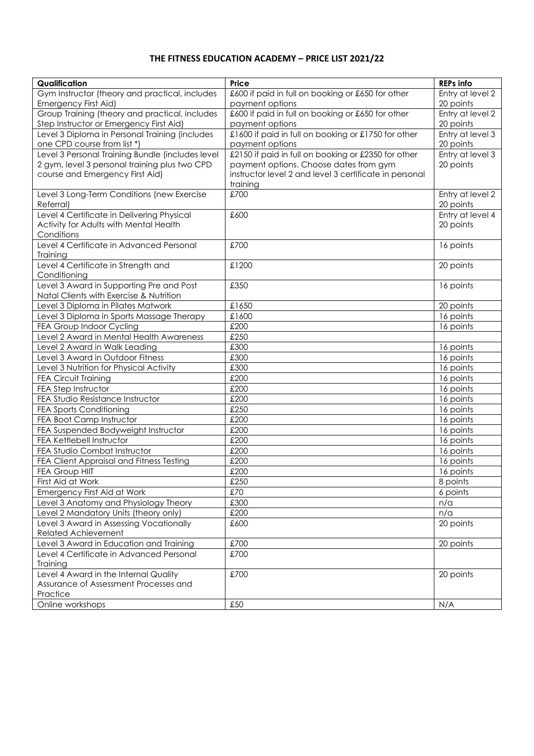# THE FITNESS EDUCATION ACADEMY – PRICE LIST 2021/22

| Qualification | Price | REPs info |
|---|---|---|
| Gym Instructor (theory and practical, includes Emergency First Aid) | £600 if paid in full on booking or £650 for other payment options | Entry at level 2 20 points |
| Group Training (theory and practical, includes Step Instructor or Emergency First Aid) | £600 if paid in full on booking or £650 for other payment options | Entry at level 2 20 points |
| Level 3 Diploma in Personal Training (includes one CPD course from list *) | £1600 if paid in full on booking or £1750 for other payment options | Entry at level 3 20 points |
| Level 3 Personal Training Bundle (includes level 2 gym, level 3 personal training plus two CPD course and Emergency First Aid) | £2150 if paid in full on booking or £2350 for other payment options. Choose dates from gym instructor level 2 and level 3 certificate in personal training | Entry at level 3 20 points |
| Level 3 Long-Term Conditions (new Exercise Referral) | £700 | Entry at level 2 20 points |
| Level 4 Certificate in Delivering Physical Activity for Adults with Mental Health Conditions | £600 | Entry at level 4 20 points |
| Level 4 Certificate in Advanced Personal Training | £700 | 16 points |
| Level 4 Certificate in Strength and Conditioning | £1200 | 20 points |
| Level 3 Award in Supporting Pre and Post Natal Clients with Exercise & Nutrition | £350 | 16 points |
| Level 3 Diploma in Pilates Matwork | £1650 | 20 points |
| Level 3 Diploma in Sports Massage Therapy | £1600 | 16 points |
| FEA Group Indoor Cycling | £200 | 16 points |
| Level 2 Award in Mental Health Awareness | £250 | |
| Level 2 Award in Walk Leading | £300 | 16 points |
| Level 3 Award in Outdoor Fitness | £300 | 16 points |
| Level 3 Nutrition for Physical Activity | £300 | 16 points |
| FEA Circuit Training | £200 | 16 points |
| FEA Step Instructor | £200 | 16 points |
| FEA Studio Resistance Instructor | £200 | 16 points |
| FEA Sports Conditioning | £250 | 16 points |
| FEA Boot Camp Instructor | £200 | 16 points |
| FEA Suspended Bodyweight Instructor | £200 | 16 points |
| FEA Kettlebell Instructor | £200 | 16 points |
| FEA Studio Combat Instructor | £200 | 16 points |
| FEA Client Appraisal and Fitness Testing | £200 | 16 points |
| FEA Group HIIT | £200 | 16 points |
| First Aid at Work | £250 | 8 points |
| Emergency First Aid at Work | £70 | 6 points |
| Level 3 Anatomy and Physiology Theory | £300 | n/a |
| Level 2 Mandatory Units (theory only) | £200 | n/a |
| Level 3 Award in Assessing Vocationally Related Achievement | £600 | 20 points |
| Level 3 Award in Education and Training | £700 | 20 points |
| Level 4 Certificate in Advanced Personal Training | £700 | |
| Level 4 Award in the Internal Quality Assurance of Assessment Processes and Practice | £700 | 20 points |
| Online workshops | £50 | N/A |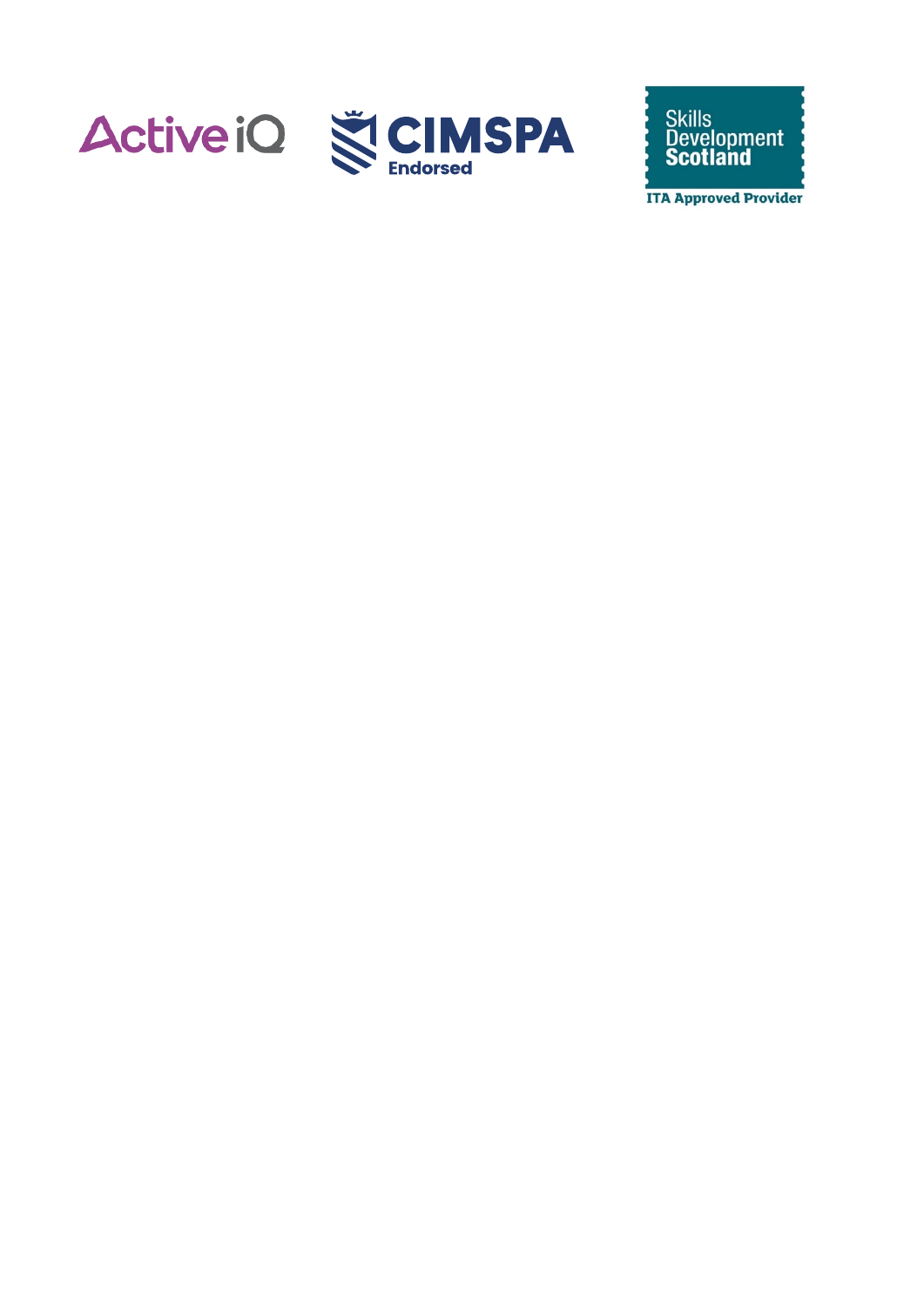Active iQ

CIMSPA Endorsed

Skills Development Scotland

ITA Approved Provider